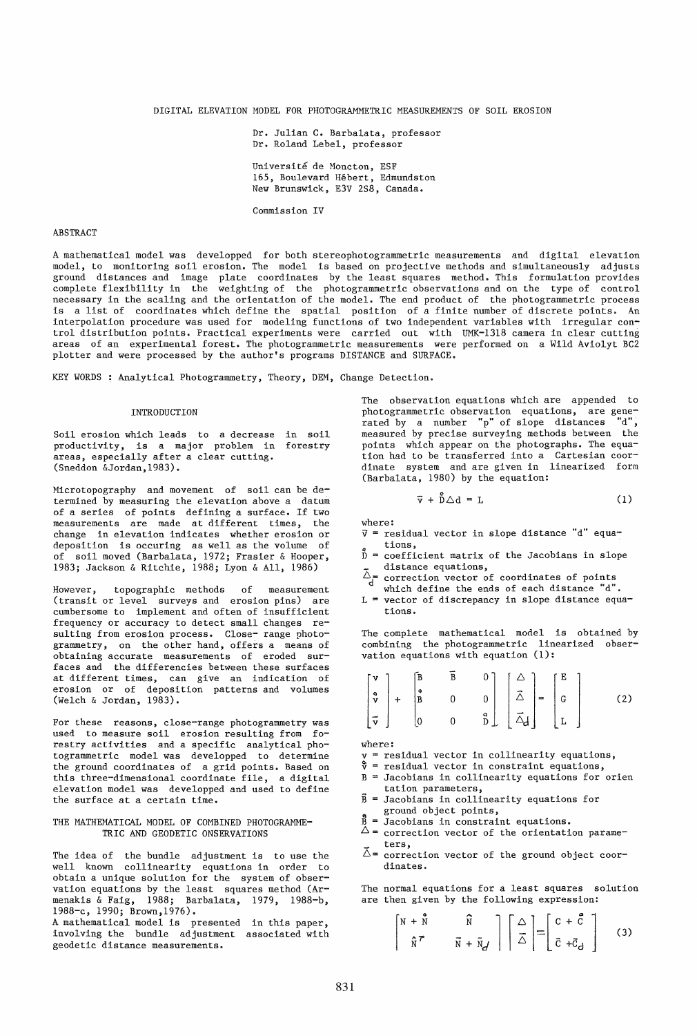# DIGITAL ELEVATION MODEL FOR PHOTOGRAMMETRIC MEASUREMENTS OF SOIL EROSION

Dr. Julian C. Barbalata, professor
Dr. Roland Lebel, professor

Université de Moncton, ESF
165, Boulevard Hébert, Edmundston
New Brunswick, E3V 2S8, Canada.

Commission IV

## ABSTRACT

A mathematical model was developped for both stereophotogrammetric measurements and digital elevation model, to monitoring soil erosion. The model is based on projective methods and simultaneously adjusts ground distances and image plate coordinates by the least squares method. This formulation provides complete flexibility in the weighting of the photogrammetric observations and on the type of control necessary in the scaling and the orientation of the model. The end product of the photogrammetric process is a list of coordinates which define the spatial position of a finite number of discrete points. An interpolation procedure was used for modeling functions of two independent variables with irregular control distribution points. Practical experiments were carried out with UMK-1318 camera in clear cutting areas of an experimental forest. The photogrammetric measurements were performed on a Wild Aviolyt BC2 plotter and were processed by the author's programs DISTANCE and SURFACE.

KEY WORDS : Analytical Photogrammetry, Theory, DEM, Change Detection.

## INTRODUCTION

Soil erosion which leads to a decrease in soil productivity, is a major problem in forestry areas, especially after a clear cutting. (Sneddon &Jordan,1983).

Microtopography and movement of soil can be determined by measuring the elevation above a datum of a series of points defining a surface. If two measurements are made at different times, the change in elevation indicates whether erosion or deposition is occuring as well as the volume of of soil moved (Barbalata, 1972; Frasier & Hooper, 1983; Jackson & Ritchie, 1988; Lyon & All, 1986)

However, topographic methods of measurement (transit or level surveys and erosion pins) are cumbersome to implement and often of insufficient frequency or accuracy to detect small changes resulting from erosion process. Close- range photogrammetry, on the other hand, offers a means of obtaining accurate measurements of eroded surfaces and the differencies between these surfaces at different times, can give an indication of erosion or of deposition patterns and volumes (Welch & Jordan, 1983).

For these reasons, close-range photogrammetry was used to measure soil erosion resulting from forestry activities and a specific analytical photogrammetric model was developped to determine the ground coordinates of a grid points. Based on this three-dimensional coordinate file, a digital elevation model was developped and used to define the surface at a certain time.

## THE MATHEMATICAL MODEL OF COMBINED PHOTOGRAMMETRIC AND GEODETIC ONSERVATIONS

The idea of the bundle adjustment is to use the well known collinearity equations in order to obtain a unique solution for the system of observation equations by the least squares method (Armenakis & Faig, 1988; Barbalata, 1979, 1988-b, 1988-c, 1990; Brown,1976).
A mathematical model is presented in this paper, involving the bundle adjustment associated with geodetic distance measurements.

The observation equations which are appended to photogrammetric observation equations, are generated by a number "p" of slope distances "d", measured by precise surveying methods between the points which appear on the photographs. The equation had to be transferred into a Cartesian coordinate system and are given in linearized form (Barbalata, 1980) by the equation:

$$\bar{\mathring{v}} + \mathring{D}\Delta d = L \tag{1}$$

where:
$\bar{\mathring{v}}$ = residual vector in slope distance "d" equations,
$\mathring{D}$ = coefficient matrix of the Jacobians in slope distance equations,
$\bar{\Delta}_d$ = correction vector of coordinates of points which define the ends of each distance "d".
L = vector of discrepancy in slope distance equations.

The complete mathematical model is obtained by combining the photogrammetric linearized observation equations with equation (1):

$$\begin{bmatrix} v \\ \mathring{v} \\ \bar{\mathring{v}} \end{bmatrix} + \begin{bmatrix} B & \bar{B} & 0 \\ \mathring{B} & 0 & 0 \\ 0 & 0 & \mathring{D} \end{bmatrix} \begin{bmatrix} \Delta \\ \bar{\Delta} \\ \bar{\Delta}_d \end{bmatrix} = \begin{bmatrix} E \\ G \\ L \end{bmatrix} \tag{2}$$

where:
v = residual vector in collinearity equations,
$\mathring{v}$ = residual vector in constraint equations,
B = Jacobians in collinearity equations for orientation parameters,
$\bar{B}$ = Jacobians in collinearity equations for ground object points,
$\mathring{B}$ = Jacobians in constraint equations.
$\Delta$ = correction vector of the orientation parameters,
$\bar{\Delta}$ = correction vector of the ground object coordinates.

The normal equations for a least squares solution are then given by the following expression:

$$\begin{bmatrix} N + \mathring{N} & \hat{N} \\ \hat{N}^T & \bar{N} + \bar{N}_d \end{bmatrix} \begin{bmatrix} \Delta \\ \bar{\Delta} \end{bmatrix} = \begin{bmatrix} C + \mathring{C} \\ \bar{C} + \bar{C}_d \end{bmatrix} \tag{3}$$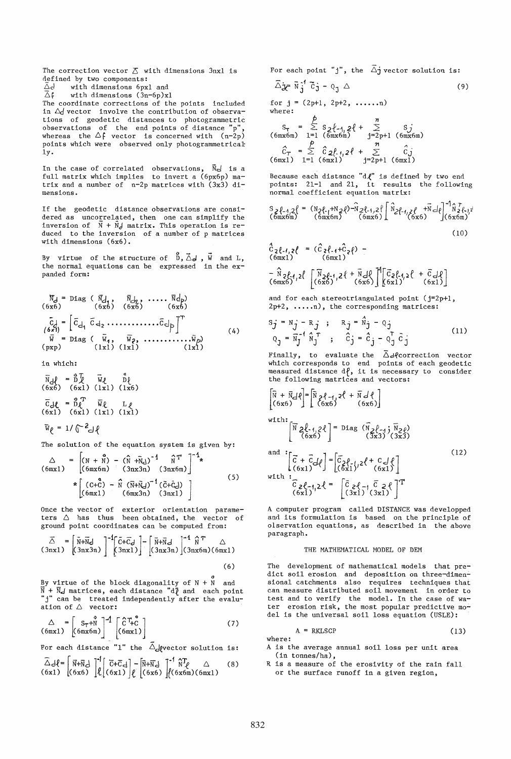The correction vector $\bar{\Delta}$ with dimensions 3nx1 is defined by two components:

$\bar{\Delta}_d$ with dimensions 6px1 and

$\bar{\Delta}_f$ with dimensions (3n-6p)x1

The coordinate corrections of the points included in $\Delta_d$ vector involve the contribution of observations of geodetic distances to photogrammetric observations of the end points of distance "p", whereas the $\Delta_f$ vector is concerned with (n-2p) points which were observed only photogrammetrically.

In the case of correlated observations, $\bar{N}_d$ is a full matrix which implies to invert a (6px6p) matrix and a number of n-2p matrices with (3x3) dimensions.

If the geodetic distance observations are considered as uncorrelated, then one can simplify the inversion of $\bar{N} + \bar{N}_d$ matrix. This operation is reduced to the inversion of a number of p matrices with dimensions (6x6).

By virtue of the structure of $\overset{\circ}{D}, \bar{\Delta}_d$, $\bar{W}$ and L, the normal equations can be expressed in the expanded form:

$$\underset{(6x6)}{\bar{N}_d} = \text{Diag}\,(\underset{(6x6)}{\bar{N}_{d_1}},\ \underset{(6x6)}{\bar{N}_{d_2}},\ \ldots\ \underset{(6x6)}{\bar{N}_{d_p}})$$

$$\underset{(6x1)}{\bar{C}_d} = \left[\bar{C}_{d_1}\ \bar{C}_{d_2}\ \ldots\ldots\ldots\ldots\bar{C}_{d_p}\right]^T \qquad (4)$$

$$\underset{(pxp)}{\bar{W}} = \text{Diag}\,(\underset{(1x1)}{\bar{W}_1},\ \underset{(1x1)}{\bar{W}_2},\ \ldots\ldots\ldots\ldots\underset{(1x1)}{\bar{W}_p})$$

in which:

$$\underset{(6x6)}{\bar{N}_{d\ell}} = \underset{(6x1)}{\overset{\circ}{D}{}^T_\ell}\ \underset{(1x1)}{\bar{W}_\ell}\ \underset{(1x6)}{\overset{\circ}{D}_\ell}$$

$$\underset{(6x1)}{\bar{C}_{d\ell}} = \underset{(6x1)}{\overset{\circ}{D}{}^T_\ell}\ \underset{(1x1)}{\bar{W}_\ell}\ \underset{(1x1)}{L_\ell}$$

$$\bar{W}_\ell = 1/\sigma^2_{d\ell}$$

The solution of the equation system is given by:

$$\underset{(6mx1)}{\Delta} = \left[\underset{(6mx6m)}{(N + \overset{\circ}{N})} - \underset{(3nx3n)}{(\hat{N} + \bar{N}_d)^{-1}}\ \underset{(3nx6m)}{\hat{N}^T}\right]^{-1} * \left[\underset{(6mx1)}{(C + \overset{\circ}{C})} - \hat{N}\ \underset{(6mx3n)}{(\bar{N}+\bar{N}_d)^{-1}}\ \underset{(3nx1)}{(\bar{C}+\bar{C}_d)}\right] \qquad (5)$$

Once the vector of exterior orientation parameters $\Delta$ has thus been obtained, the vector of ground point coordinates can be computed from:

$$\underset{(3nx1)}{\bar{\Delta}} = \left[\underset{(3nx3n)}{\bar{N}+\bar{N}_d}\right]^{-1}\left[\underset{(3nx1)}{\bar{C}+\bar{C}_d}\right] - \left[\underset{(3nx3n)}{\bar{N}+\bar{N}_d}\right]^{-1}\underset{(3nx6m)}{\hat{N}^T}\ \underset{(6mx1)}{\Delta} \qquad (6)$$

By virtue of the block diagonality of $N + \overset{\circ}{N}$ and $\bar{N} + \bar{N}_d$ matrices, each distance "$d_\ell$" and each point "j" can be treated independently after the evaluation of $\Delta$ vector:

$$\underset{(6mx1)}{\Delta} = \left[\underset{(6mx6m)}{S_T + \overset{\circ}{N}}\right]^{-1}\left[\underset{(6mx1)}{\hat{C}_T + \overset{\circ}{C}}\right] \qquad (7)$$

For each distance "l" the $\bar{\Delta}_{d\ell}$ vector solution is:

$$\underset{(6x1)}{\bar{\Delta}_{d\ell}} = \left[\underset{(6x6)}{\bar{N}+\bar{N}_d}\right]^{-1}_\ell\left[\underset{(6x1)}{\bar{C}+\bar{C}_d}\right]_\ell - \left[\underset{(6x6)}{\bar{N}+\bar{N}_d}\right]^{-1}_\ell\ \underset{(6x6m)}{\hat{N}^T_\ell}\ \underset{(6mx1)}{\Delta} \qquad (8)$$

For each point "j", the $\bar{\Delta}_j$ vector solution is:

$$\bar{\Delta}_j = \bar{N}_j^{-1}\ \bar{C}_j - Q_j\ \Delta \qquad (9)$$

for j = (2p+1, 2p+2, ......n)

where:

$$\underset{(6mx6m)}{S_T} = \sum_{l=1}^{p} \underset{(6mx6m)}{S_{2\ell-1,2\ell}} + \sum_{j=2p+1}^{n} \underset{(6mx6m)}{S_j}$$

$$\underset{(6mx1)}{\hat{C}_T} = \sum_{l=1}^{p} \underset{(6mx1)}{\hat{C}_{2\ell-1,2\ell}} + \sum_{j=2p+1}^{n} \underset{(6mx1)}{\hat{C}_j}$$

Because each distance "$d_\ell$" is defined by two end points: 2l-1 and 2l, it results the following normal coefficient equation matrix:

$$\underset{(6mx6m)}{S_{2\ell-1,2\ell}} = \underset{(6mx6m)}{(N_{2\ell-1}+N_{2\ell})} - \underset{(6mx6)}{\hat{N}_{2\ell-1,2\ell}}\left[\underset{(6x6)}{\bar{N}_{2\ell-1,2\ell}} + \bar{N}_{d\ell}\right]^{-1}\underset{(6x6m)}{\hat{N}^T_{2\ell-1,2\ell}} \qquad (10)$$

$$\underset{(6mx1)}{\hat{C}_{2\ell-1,2\ell}} = \underset{(6mx1)}{(\hat{C}_{2\ell-1}+\hat{C}_{2\ell})} - \underset{(6mx6)}{\hat{N}_{2\ell-1,2\ell}}\left[\underset{(6x6)}{\bar{N}_{2\ell-1,2\ell}} + \underset{(6x6)}{\bar{N}_{d\ell}}\right]^{-1}\left[\underset{(6x1)}{\bar{C}_{2\ell-1,2\ell}} + \underset{(6x1)}{\bar{C}_{d\ell}}\right]$$

and for each stereotriangulated point (j=2p+1, 2p+2, .....n), the corresponding matrices:

$$S_j = N_j - R_j\ ;\quad R_j = \hat{N}_j - Q_j$$
$$Q_j = \bar{N}_j^{-1}\ \hat{N}_j^T\ ;\quad \hat{C}_j = \hat{C}_j - Q_j^T\ \bar{C}_j \qquad (11)$$

Finally, to evaluate the $\bar{\Delta}_{d\ell}$ correction vector which corresponds to end points of each geodetic measured distance $d_\ell$, it is necessary to consider the following matrices and vectors:

$$\left[\underset{(6x6)}{\bar{N} + \bar{N}_{d\ell}}\right] = \left[\underset{(6x6)}{\bar{N}_{2\ell-1,2\ell}} + \underset{(6x6)}{\bar{N}_{d\ell}}\right]$$

with:

$$\left[\underset{(6x6)}{\bar{N}_{2\ell-1,2\ell}}\right] = \text{Diag}\,(\underset{(3x3)}{\bar{N}_{2\ell-1}};\ \underset{(3x3)}{\bar{N}_{2\ell}})$$

and:

$$\left[\underset{(6x1)}{\bar{C} + \bar{C}_{d\ell}}\right] = \left[\underset{(6x1)}{\bar{C}_{2\ell-1,2\ell}} + \underset{(6x1)}{\bar{C}_{d\ell}}\right] \qquad (12)$$

with:

$$\underset{(6x1)}{\bar{C}_{2\ell-1,2\ell}} = \left[\underset{(3x1)}{\bar{C}_{2\ell-1}}\ \underset{(3x1)}{\bar{C}_{2\ell}}\right]^T$$

A computer program called DISTANCE was developped and its formulation is based on the principle of observation equations, as described in the above paragraph.

## THE MATHEMATICAL MODEL OF DEM

The development of mathematical models that predict soil erosion and deposition on three-dimensional catchments also requires techniques that can measure distributed soil movement in order to test and to verify the model. In the case of water erosion risk, the most popular predictive model is the universal soil loss equation (USLE):

$$A = RKLSCP \qquad (13)$$

where:

A is the average annual soil loss per unit area (in tonnes/ha),

R is a measure of the erosivity of the rain fall or the surface runoff in a given region,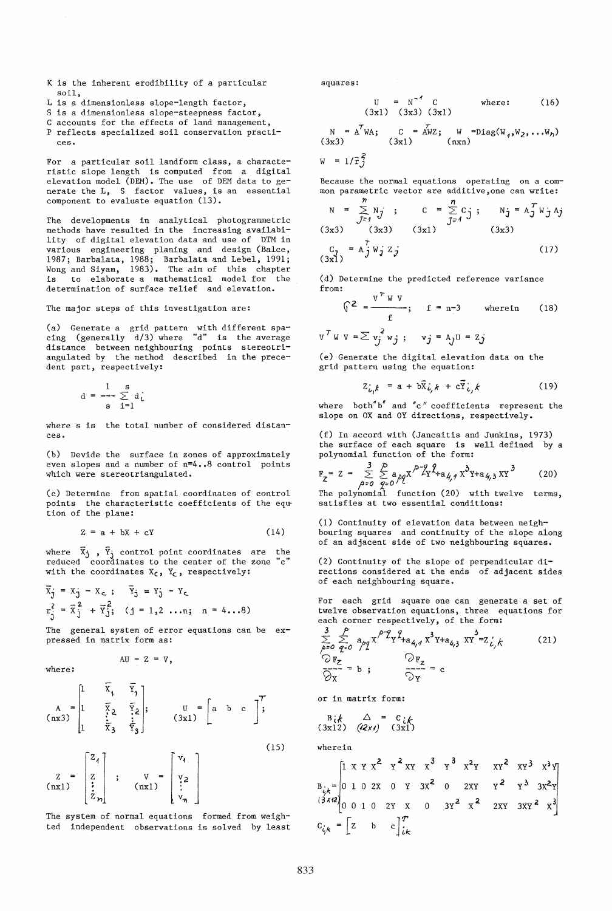K is the inherent erodibility of a particular soil,
L is a dimensionless slope-length factor,
S is a dimensionless slope-steepness factor,
C accounts for the effects of land management,
P reflects specialized soil conservation practices.

For a particular soil landform class, a characteristic slope length is computed from a digital elevation model (DEM). The use of DEM data to generate the L, S factor values, is an essential component to evaluate equation (13).

The developments in analytical photogrammetric methods have resulted in the increasing availability of digital elevation data and use of DTM in various engineering planing and design (Balce, 1987; Barbalata, 1988; Barbalata and Lebel, 1991; Wong and Siyam, 1983). The aim of this chapter is to elaborate a mathematical model for the determination of surface relief and elevation.

The major steps of this investigation are:

(a) Generate a grid pattern with different spacing (generally d/3) where "d" is the average distance between neighbouring points stereotriangulated by the method described in the precedent part, respectively:

$$d = \frac{1}{s} \sum_{i=1}^{s} d_i$$

where s is the total number of considered distances.

(b) Devide the surface in zones of approximately even slopes and a number of n=4..8 control points which were stereotriangulated.

(c) Determine from spatial coordinates of control points the characteristic coefficients of the equation of the plane:

$$Z = a + bX + cY \tag{14}$$

where $\bar{X}_j$, $\bar{Y}_j$ control point coordinates are the reduced coordinates to the center of the zone "c" with the coordinates $X_c$, $Y_c$, respectively:

$$\bar{X}_j = X_j - X_c \ ; \quad \bar{Y}_j = Y_j - Y_c$$

$$r_j^2 = \bar{X}_j^2 + \bar{Y}_j^2; \quad (j = 1,2 \ldots n; \ n = 4 \ldots 8)$$

The general system of error equations can be expressed in matrix form as:

$$AU - Z = V,$$

where:

$$\underset{(n\times3)}{A} = \begin{bmatrix} 1 & \bar{X}_1 & \bar{Y}_1 \\ 1 & \bar{X}_2 & \bar{Y}_2 \\ \vdots & \vdots & \vdots \\ 1 & \bar{X}_3 & \bar{Y}_3 \end{bmatrix}; \quad \underset{(3\times1)}{U} = \begin{bmatrix} a & b & c \end{bmatrix}^T;$$

$$\underset{(n\times1)}{Z} = \begin{bmatrix} Z_1 \\ Z \\ \vdots \\ Z_n \end{bmatrix}; \quad \underset{(n\times1)}{V} = \begin{bmatrix} v_1 \\ v_2 \\ \vdots \\ v_n \end{bmatrix} \tag{15}$$

The system of normal equations formed from weighted independent observations is solved by least squares:

$$\underset{(3\times1)}{U} = \underset{(3\times3)}{N^{-1}} \ \underset{(3\times1)}{C} \qquad \text{where:} \tag{16}$$

$$\underset{(3\times3)}{N} = A^T WA; \quad \underset{(3\times1)}{C} = A^T WZ; \quad \underset{(n\times n)}{W} = \text{Diag}(W_1, W_2, \ldots W_n)$$

$$W = 1/\bar{r}_j^2$$

Because the normal equations operating on a common parametric vector are additive, one can write:

$$\underset{(3\times3)}{N} = \sum_{j=1}^{n} N_j \ ; \quad \underset{(3\times1)}{C} = \sum_{j=1}^{n} C_j \ ; \quad \underset{(3\times3)}{N_j} = A_j^T W_j A_j$$

$$\underset{(3\times1)}{C_j} = A_j^T W_j Z_j \tag{17}$$

(d) Determine the predicted reference variance from:

$$\hat{\sigma}^2 = \frac{V^T W V}{f}; \quad f = n-3 \quad \text{wherein} \tag{18}$$

$$V^T W V = \sum v_j^2 w_j \ ; \quad v_j = A_j U = Z_j$$

(e) Generate the digital elevation data on the grid pattern using the equation:

$$Z_{i,k} = a + b\bar{X}_{i,k} + c\bar{Y}_{i,k} \tag{19}$$

where both "b" and "c" coefficients represent the slope on OX and OY directions, respectively.

(f) In accord with (Jancaitis and Junkins, 1973) the surface of each square is well defined by a polynomial function of the form:

$$F_Z = Z = \sum_{p=0}^{3} \sum_{q=0}^{p} a_{pq} X^{p-q} Y^q + a_{4,1} X^3 Y + a_{4,3} XY^3 \tag{20}$$

The polynomial function (20) with twelve terms, satisfies at two essential conditions:

(1) Continuity of elevation data between neighbouring squares and continuity of the slope along of an adjacent side of two neighbouring squares.

(2) Continuity of the slope of perpendicular directions considered at the ends of adjacent sides of each neighbouring square.

For each grid square one can generate a set of twelve observation equations, three equations for each corner respectively, of the form:

$$\sum_{p=0}^{3} \sum_{q=0}^{p} a_{pq} X^{p-q} Y^q + a_{4,1} X^3 Y + a_{4,3} XY^3 = Z_{i,k} \tag{21}$$

$$\frac{\partial F_Z}{\partial X} = b \ ; \qquad \frac{\partial F_Z}{\partial Y} = c$$

or in matrix form:

$$\underset{(3\times12)}{B_{ik}} \ \underset{(12\times1)}{\Delta} = \underset{(3\times1)}{C_{ik}}$$

wherein

$$\underset{(3\times12)}{B_{ik}} = \begin{bmatrix} 1 & X & Y & X^2 & Y^2 & XY & X^3 & Y^3 & X^2Y & XY^2 & XY^3 & X^3Y \\ 0 & 1 & 0 & 2X & 0 & Y & 3X^2 & 0 & 2XY & Y^2 & Y^3 & 3X^2Y \\ 0 & 0 & 1 & 0 & 2Y & X & 0 & 3Y^2 & X^2 & 2XY & 3XY^2 & X^3 \end{bmatrix}$$

$$C_{ik} = \begin{bmatrix} Z & b & c \end{bmatrix}^T_{ik}$$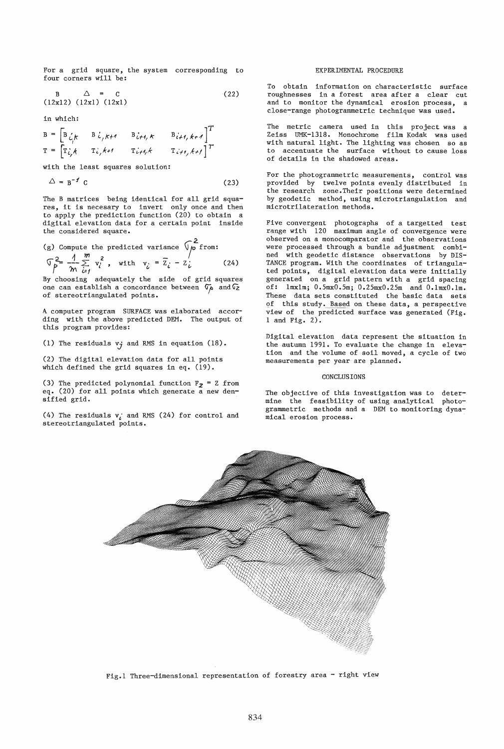For a grid square, the system corresponding to four corners will be:

$$\underset{(12x12)}{B} \; \underset{(12x1)}{\Delta} = \underset{(12x1)}{C} \tag{22}$$

in which:

$$B = \begin{bmatrix} B_{i,k} & B_{i,k+1} & B_{i+1,k} & B_{i+1,k+1} \end{bmatrix}^T$$

$$T = \begin{bmatrix} T_{i,k} & T_{i,k+1} & T_{i+1,k} & T_{i+1,k+1} \end{bmatrix}^T$$

with the least squares solution:

$$\Delta = B^{-1} C \tag{23}$$

The B matrices being identical for all grid squares, it is necesary to invert only once and then to apply the prediction function (20) to obtain a digital elevation data for a certain point inside the considered square.

(g) Compute the predicted variance $\sigma_p^2$ from:

$$\sigma_p^2 = \frac{1}{m} \sum_{i=1}^{m} v_i^2 \,, \quad \text{with} \quad v_i = \bar{Z}_i - Z_i \tag{24}$$

By choosing adequately the side of grid squares one can establish a concordance between $\sigma_p$ and $\sigma_Z$ of stereotriangulated points.

A computer program SURFACE was elaborated according with the above predicted DEM. The output of this program provides:

(1) The residuals $v_j$ and RMS in equation (18).

(2) The digital elevation data for all points which defined the grid squares in eq. (19).

(3) The predicted polynomial function $F_Z = Z$ from eq. (20) for all points which generate a new densified grid.

(4) The residuals $v_i$ and RMS (24) for control and stereotriangulated points.

## EXPERIMENTAL PROCEDURE

To obtain information on characteristic surface roughnesses in a forest area after a clear cut and to monitor the dynamical erosion process, a close-range photogrammetric technique was used.

The metric camera used in this project was a Zeiss UMK-1318. Monochrome film Kodak was used with natural light. The lighting was chosen so as to accentuate the surface without to cause loss of details in the shadowed areas.

For the photogrammetric measurements, control was provided by twelve points evenly distributed in the research zone.Their positions were determined by geodetic method, using microtriangulation and microtrilateration methods.

Five convergent photographs of a targetted test range with 120 maximum angle of convergence were observed on a monocomparator and the observations were processed through a bundle adjustment combined with geodetic distance observations by DISTANCE program. With the coordinates of triangulated points, digital elevation data were initially generated on a grid pattern with a grid spacing of: 1mx1m; 0.5mx0.5m; 0.25mx0.25m and 0.1mx0.1m. These data sets constituted the basic data sets of this study. Based on these data, a perspective view of the predicted surface was generated (Fig. 1 and Fig. 2).

Digital elevation data represent the situation in the autumn 1991. To evaluate the change in elevation and the volume of soil moved, a cycle of two measurements per year are planned.

## CONCLUSIONS

The objective of this investigation was to determine the feasibility of using analytical photogrammetric methods and a DEM to monitoring dynamical erosion process.

Fig.1 Three-dimensional representation of forestry area - right view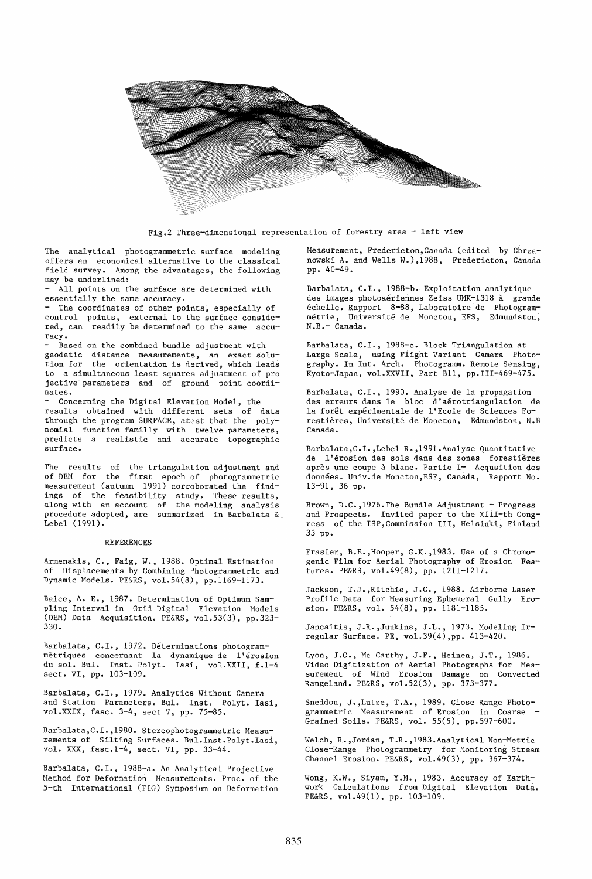Fig.2 Three-dimensional representation of forestry area - left view

The analytical photogrammetric surface modeling offers an economical alternative to the classical field survey. Among the advantages, the following may be underlined:

- All points on the surface are determined with essentially the same accuracy.
- The coordinates of other points, especially of control points, external to the surface considered, can readily be determined to the same accuracy.
- Based on the combined bundle adjustment with geodetic distance measurements, an exact solution for the orientation is derived, which leads to a simultaneous least squares adjustment of projective parameters and of ground point coordinates.
- Concerning the Digital Elevation Model, the results obtained with different sets of data through the program SURFACE, atest that the polynomial function familly with twelve parameters, predicts a realistic and accurate topographic surface.

The results of the triangulation adjustment and of DEM for the first epoch of photogrammetric measurement (autumn 1991) corroborated the findings of the feasibility study. These results, along with an account of the modeling analysis procedure adopted, are summarized in Barbalata & Lebel (1991).

## REFERENCES

Armenakis, C., Faig, W., 1988. Optimal Estimation of Displacements by Combining Photogrammetric and Dynamic Models. PE&RS, vol.54(8), pp.1169-1173.

Balce, A. E., 1987. Determination of Optimum Sampling Interval in Grid Digital Elevation Models (DEM) Data Acquisition. PE&RS, vol.53(3), pp.323-330.

Barbalata, C.I., 1972. Déterminations photogrammétriques concernant la dynamique de l'érosion du sol. Bul. Inst. Polyt. Iasi, vol.XXII, f.1-4 sect. VI, pp. 103-109.

Barbalata, C.I., 1979. Analytics Without Camera and Station Parameters. Bul. Inst. Polyt. Iasi, vol.XXIX, fasc. 3-4, sect V, pp. 75-85.

Barbalata,C.I.,1980. Stereophotogrammetric Measurements of Silting Surfaces. Bul.Inst.Polyt.Iasi, vol. XXX, fasc.1-4, sect. VI, pp. 33-44.

Barbalata, C.I., 1988-a. An Analytical Projective Method for Deformation Measurements. Proc. of the 5-th International (FIG) Symposium on Deformation Measurement, Fredericton,Canada (edited by Chrzanowski A. and Wells W.),1988, Fredericton, Canada pp. 40-49.

Barbalata, C.I., 1988-b. Exploitation analytique des images photoaériennes Zeiss UMK-1318 à grande échelle. Rapport 8-88, Laboratoire de Photogrammétrie, Université de Moncton, EFS, Edmundston, N.B.- Canada.

Barbalata, C.I., 1988-c. Block Triangulation at Large Scale, using Flight Variant Camera Photography. In Int. Arch. Photogramm. Remote Sensing, Kyoto-Japan, vol.XXVII, Part B11, pp.III-469-475.

Barbalata, C.I., 1990. Analyse de la propagation des erreurs dans le bloc d'aérotriangulation de la forêt expérimentale de l'Ecole de Sciences Forestières, Université de Moncton, Edmundston, N.B Canada.

Barbalata,C.I.,Lebel R.,1991.Analyse Quantitative de l'érosion des sols dans des zones forestières après une coupe à blanc. Partie I- Acqusition des données. Univ.de Moncton,ESF, Canada, Rapport No. 13-91, 36 pp.

Brown, D.C.,1976.The Bundle Adjustment - Progress and Prospects. Invited paper to the XIII-th Congress of the ISP,Commission III, Helsinki, Finland 33 pp.

Frasier, B.E.,Hooper, G.K.,1983. Use of a Chromogenic Film for Aerial Photography of Erosion Features. PE&RS, vol.49(8), pp. 1211-1217.

Jackson, T.J.,Ritchie, J.C., 1988. Airborne Laser Profile Data for Measuring Ephemeral Gully Erosion. PE&RS, vol. 54(8), pp. 1181-1185.

Jancaitis, J.R.,Junkins, J.L., 1973. Modeling Irregular Surface. PE, vol.39(4),pp. 413-420.

Lyon, J.G., Mc Carthy, J.F., Heinen, J.T., 1986. Video Digitization of Aerial Photographs for Measurement of Wind Erosion Damage on Converted Rangeland. PE&RS, vol.52(3), pp. 373-377.

Sneddon, J.,Lutze, T.A., 1989. Close Range Photogrammetric Measurement of Erosion in Coarse - Grained Soils. PE&RS, vol. 55(5), pp.597-600.

Welch, R.,Jordan, T.R.,1983.Analytical Non-Metric Close-Range Photogrammetry for Monitoring Stream Channel Erosion. PE&RS, vol.49(3), pp. 367-374.

Wong, K.W., Siyam, Y.M., 1983. Accuracy of Earthwork Calculations from Digital Elevation Data. PE&RS, vol.49(1), pp. 103-109.